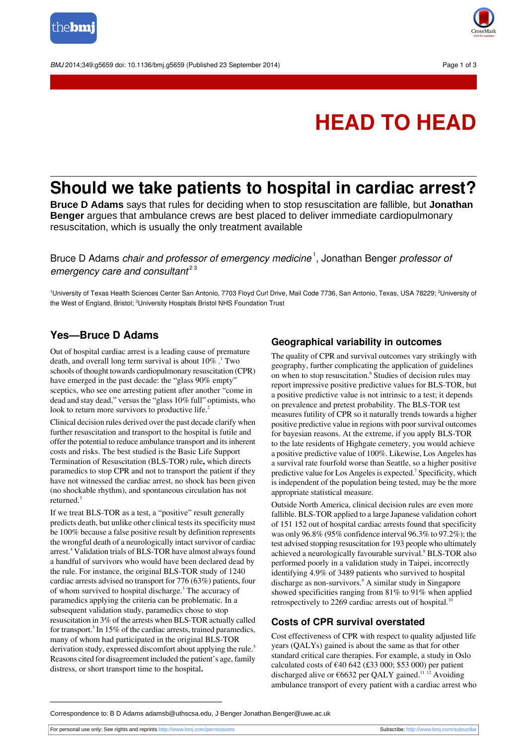# HEAD TO HEAD

# Should we take patients to hospital in cardiac arrest?

**Bruce D Adams** says that rules for deciding when to stop resuscitation are fallible, but **Jonathan Benger** argues that ambulance crews are best placed to deliver immediate cardiopulmonary resuscitation, which is usually the only treatment available

Bruce D Adams *chair and professor of emergency medicine*[1], Jonathan Benger *professor of emergency care and consultant*[2,3]

[1]University of Texas Health Sciences Center San Antonio, 7703 Floyd Curl Drive, Mail Code 7736, San Antonio, Texas, USA 78229; [2]University of the West of England, Bristol; [3]University Hospitals Bristol NHS Foundation Trust

## Yes—Bruce D Adams

Out of hospital cardiac arrest is a leading cause of premature death, and overall long term survival is about 10% .[1] Two schools of thought towards cardiopulmonary resuscitation (CPR) have emerged in the past decade: the "glass 90% empty" sceptics, who see one arresting patient after another "come in dead and stay dead," versus the "glass 10% full" optimists, who look to return more survivors to productive life.[2]

Clinical decision rules derived over the past decade clarify when further resuscitation and transport to the hospital is futile and offer the potential to reduce ambulance transport and its inherent costs and risks. The best studied is the Basic Life Support Termination of Resuscitation (BLS-TOR) rule**,** which directs paramedics to stop CPR and not to transport the patient if they have not witnessed the cardiac arrest, no shock has been given (no shockable rhythm), and spontaneous circulation has not returned.[3]

If we treat BLS-TOR as a test, a "positive" result generally predicts death, but unlike other clinical tests its specificity must be 100% because a false positive result by definition represents the wrongful death of a neurologically intact survivor of cardiac arrest.[4] Validation trials of BLS-TOR have almost always found a handful of survivors who would have been declared dead by the rule. For instance, the original BLS-TOR study of 1240 cardiac arrests advised no transport for 776 (63%) patients, four of whom survived to hospital discharge.[3] The accuracy of paramedics applying the criteria can be problematic. In a subsequent validation study, paramedics chose to stop resuscitation in 3% of the arrests when BLS-TOR actually called for transport.[5] In 15% of the cardiac arrests, trained paramedics, many of whom had participated in the original BLS-TOR derivation study, expressed discomfort about applying the rule.[5] Reasons cited for disagreement included the patient's age, family distress, or short transport time to the hospital**.**

### Geographical variability in outcomes

The quality of CPR and survival outcomes vary strikingly with geography, further complicating the application of guidelines on when to stop resuscitation.[6] Studies of decision rules may report impressive positive predictive values for BLS-TOR, but a positive predictive value is not intrinsic to a test; it depends on prevalence and pretest probability. The BLS-TOR test measures futility of CPR so it naturally trends towards a higher positive predictive value in regions with poor survival outcomes for bayesian reasons. At the extreme, if you apply BLS-TOR to the late residents of Highgate cemetery, you would achieve a positive predictive value of 100%. Likewise, Los Angeles has a survival rate fourfold worse than Seattle, so a higher positive predictive value for Los Angeles is expected.[7] Specificity, which is independent of the population being tested, may be the more appropriate statistical measure.

Outside North America, clinical decision rules are even more fallible. BLS-TOR applied to a large Japanese validation cohort of 151 152 out of hospital cardiac arrests found that specificity was only 96.8% (95% confidence interval 96.3% to 97.2%); the test advised stopping resuscitation for 193 people who ultimately achieved a neurologically favourable survival.[8] BLS-TOR also performed poorly in a validation study in Taipei, incorrectly identifying 4.9% of 3489 patients who survived to hospital discharge as non-survivors.[9] A similar study in Singapore showed specificities ranging from 81% to 91% when applied retrospectively to 2269 cardiac arrests out of hospital.[10]

### Costs of CPR survival overstated

Cost effectiveness of CPR with respect to quality adjusted life years (QALYs) gained is about the same as that for other standard critical care therapies. For example, a study in Oslo calculated costs of €40 642 (£33 000; $53 000) per patient discharged alive or €6632 per QALY gained.[11,12] Avoiding ambulance transport of every patient with a cardiac arrest who

Correspondence to: B D Adams adamsb@uthscsa.edu, J Benger Jonathan.Benger@uwe.ac.uk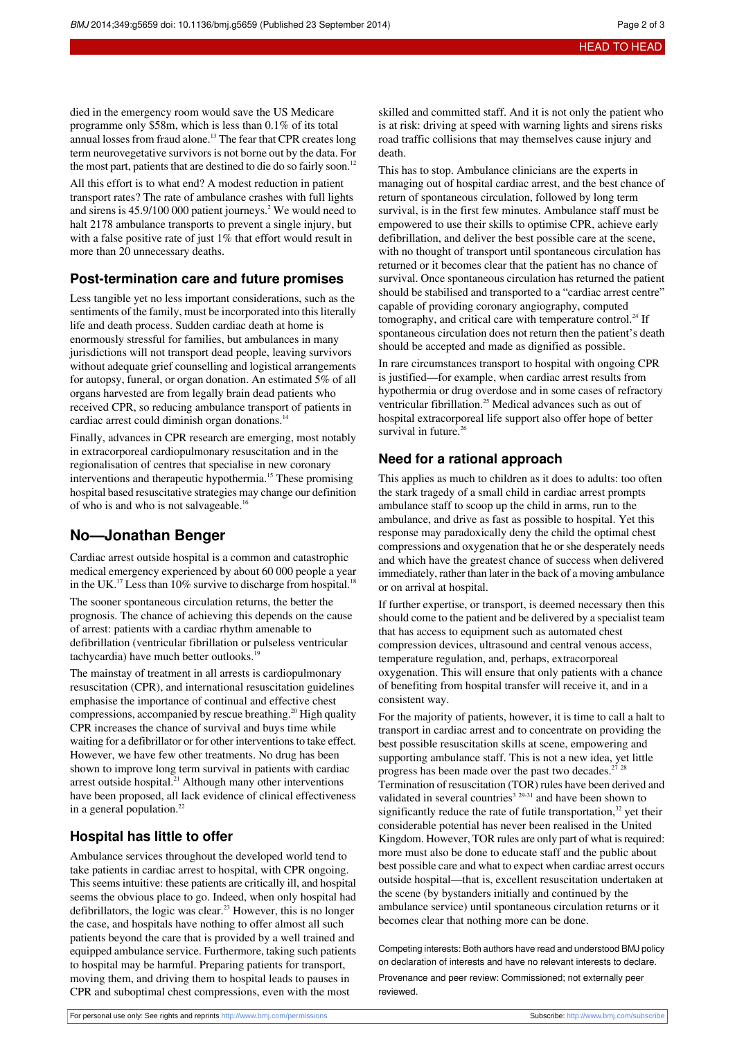died in the emergency room would save the US Medicare programme only $58m, which is less than 0.1% of its total annual losses from fraud alone.[13] The fear that CPR creates long term neurovegetative survivors is not borne out by the data. For the most part, patients that are destined to die do so fairly soon.[12]

All this effort is to what end? A modest reduction in patient transport rates? The rate of ambulance crashes with full lights and sirens is 45.9/100 000 patient journeys.[2] We would need to halt 2178 ambulance transports to prevent a single injury, but with a false positive rate of just 1% that effort would result in more than 20 unnecessary deaths.

### Post-termination care and future promises

Less tangible yet no less important considerations, such as the sentiments of the family, must be incorporated into this literally life and death process. Sudden cardiac death at home is enormously stressful for families, but ambulances in many jurisdictions will not transport dead people, leaving survivors without adequate grief counselling and logistical arrangements for autopsy, funeral, or organ donation. An estimated 5% of all organs harvested are from legally brain dead patients who received CPR, so reducing ambulance transport of patients in cardiac arrest could diminish organ donations.[14]

Finally, advances in CPR research are emerging, most notably in extracorporeal cardiopulmonary resuscitation and in the regionalisation of centres that specialise in new coronary interventions and therapeutic hypothermia.[15] These promising hospital based resuscitative strategies may change our definition of who is and who is not salvageable.[16]

## No—Jonathan Benger

Cardiac arrest outside hospital is a common and catastrophic medical emergency experienced by about 60 000 people a year in the UK.[17] Less than 10% survive to discharge from hospital.[18]

The sooner spontaneous circulation returns, the better the prognosis. The chance of achieving this depends on the cause of arrest: patients with a cardiac rhythm amenable to defibrillation (ventricular fibrillation or pulseless ventricular tachycardia) have much better outlooks.[19]

The mainstay of treatment in all arrests is cardiopulmonary resuscitation (CPR), and international resuscitation guidelines emphasise the importance of continual and effective chest compressions, accompanied by rescue breathing.[20] High quality CPR increases the chance of survival and buys time while waiting for a defibrillator or for other interventions to take effect. However, we have few other treatments. No drug has been shown to improve long term survival in patients with cardiac arrest outside hospital.[21] Although many other interventions have been proposed, all lack evidence of clinical effectiveness in a general population.[22]

### Hospital has little to offer

Ambulance services throughout the developed world tend to take patients in cardiac arrest to hospital, with CPR ongoing. This seems intuitive: these patients are critically ill, and hospital seems the obvious place to go. Indeed, when only hospital had defibrillators, the logic was clear.[23] However, this is no longer the case, and hospitals have nothing to offer almost all such patients beyond the care that is provided by a well trained and equipped ambulance service. Furthermore, taking such patients to hospital may be harmful. Preparing patients for transport, moving them, and driving them to hospital leads to pauses in CPR and suboptimal chest compressions, even with the most skilled and committed staff. And it is not only the patient who is at risk: driving at speed with warning lights and sirens risks road traffic collisions that may themselves cause injury and death.

This has to stop. Ambulance clinicians are the experts in managing out of hospital cardiac arrest, and the best chance of return of spontaneous circulation, followed by long term survival, is in the first few minutes. Ambulance staff must be empowered to use their skills to optimise CPR, achieve early defibrillation, and deliver the best possible care at the scene, with no thought of transport until spontaneous circulation has returned or it becomes clear that the patient has no chance of survival. Once spontaneous circulation has returned the patient should be stabilised and transported to a "cardiac arrest centre" capable of providing coronary angiography, computed tomography, and critical care with temperature control.[24] If spontaneous circulation does not return then the patient's death should be accepted and made as dignified as possible.

In rare circumstances transport to hospital with ongoing CPR is justified—for example, when cardiac arrest results from hypothermia or drug overdose and in some cases of refractory ventricular fibrillation.[25] Medical advances such as out of hospital extracorporeal life support also offer hope of better survival in future.[26]

### Need for a rational approach

This applies as much to children as it does to adults: too often the stark tragedy of a small child in cardiac arrest prompts ambulance staff to scoop up the child in arms, run to the ambulance, and drive as fast as possible to hospital. Yet this response may paradoxically deny the child the optimal chest compressions and oxygenation that he or she desperately needs and which have the greatest chance of success when delivered immediately, rather than later in the back of a moving ambulance or on arrival at hospital.

If further expertise, or transport, is deemed necessary then this should come to the patient and be delivered by a specialist team that has access to equipment such as automated chest compression devices, ultrasound and central venous access, temperature regulation, and, perhaps, extracorporeal oxygenation. This will ensure that only patients with a chance of benefiting from hospital transfer will receive it, and in a consistent way.

For the majority of patients, however, it is time to call a halt to transport in cardiac arrest and to concentrate on providing the best possible resuscitation skills at scene, empowering and supporting ambulance staff. This is not a new idea, yet little progress has been made over the past two decades.[27,28] Termination of resuscitation (TOR) rules have been derived and validated in several countries[3,29-31] and have been shown to significantly reduce the rate of futile transportation,[32] yet their considerable potential has never been realised in the United Kingdom. However, TOR rules are only part of what is required: more must also be done to educate staff and the public about best possible care and what to expect when cardiac arrest occurs outside hospital—that is, excellent resuscitation undertaken at the scene (by bystanders initially and continued by the ambulance service) until spontaneous circulation returns or it becomes clear that nothing more can be done.

Competing interests: Both authors have read and understood BMJ policy on declaration of interests and have no relevant interests to declare.

Provenance and peer review: Commissioned; not externally peer reviewed.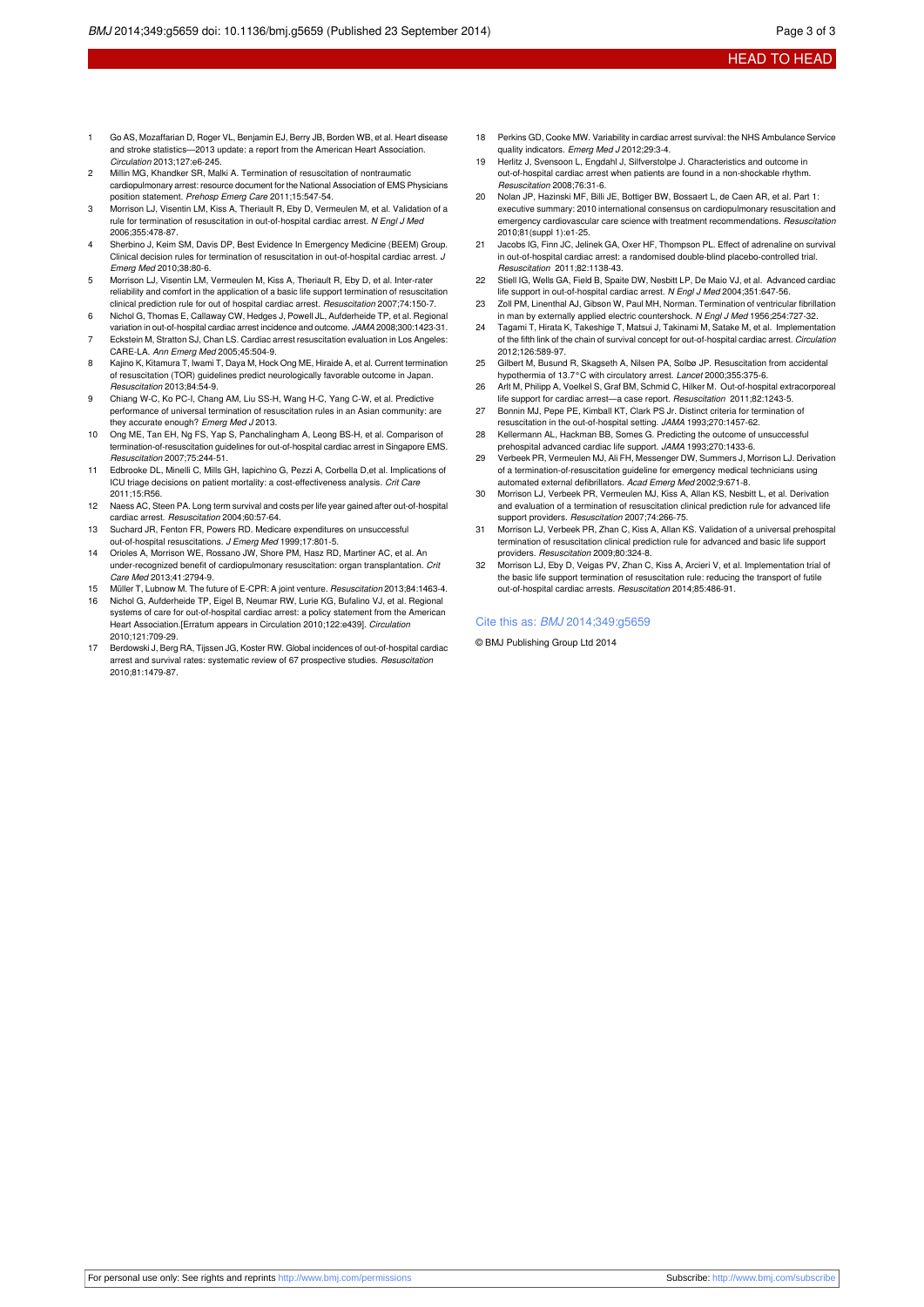1. Go AS, Mozaffarian D, Roger VL, Benjamin EJ, Berry JB, Borden WB, et al. Heart disease and stroke statistics—2013 update: a report from the American Heart Association. *Circulation* 2013;127:e6-245.
2. Millin MG, Khandker SR, Malki A. Termination of resuscitation of nontraumatic cardiopulmonary arrest: resource document for the National Association of EMS Physicians position statement. *Prehosp Emerg Care* 2011;15:547-54.
3. Morrison LJ, Visentin LM, Kiss A, Theriault R, Eby D, Vermeulen M, et al. Validation of a rule for termination of resuscitation in out-of-hospital cardiac arrest. *N Engl J Med* 2006;355:478-87.
4. Sherbino J, Keim SM, Davis DP, Best Evidence In Emergency Medicine (BEEM) Group. Clinical decision rules for termination of resuscitation in out-of-hospital cardiac arrest. *J Emerg Med* 2010;38:80-6.
5. Morrison LJ, Visentin LM, Vermeulen M, Kiss A, Theriault R, Eby D, et al. Inter-rater reliability and comfort in the application of a basic life support termination of resuscitation clinical prediction rule for out of hospital cardiac arrest. *Resuscitation* 2007;74:150-7.
6. Nichol G, Thomas E, Callaway CW, Hedges J, Powell JL, Aufderheide TP, et al. Regional variation in out-of-hospital cardiac arrest incidence and outcome. *JAMA* 2008;300:1423-31.
7. Eckstein M, Stratton SJ, Chan LS. Cardiac arrest resuscitation evaluation in Los Angeles: CARE-LA. *Ann Emerg Med* 2005;45:504-9.
8. Kajino K, Kitamura T, Iwami T, Daya M, Hock Ong ME, Hiraide A, et al. Current termination of resuscitation (TOR) guidelines predict neurologically favorable outcome in Japan. *Resuscitation* 2013;84:54-9.
9. Chiang W-C, Ko PC-I, Chang AM, Liu SS-H, Wang H-C, Yang C-W, et al. Predictive performance of universal termination of resuscitation rules in an Asian community: are they accurate enough? *Emerg Med J* 2013.
10. Ong ME, Tan EH, Ng FS, Yap S, Panchalingham A, Leong BS-H, et al. Comparison of termination-of-resuscitation guidelines for out-of-hospital cardiac arrest in Singapore EMS. *Resuscitation* 2007;75:244-51.
11. Edbrooke DL, Minelli C, Mills GH, Iapichino G, Pezzi A, Corbella D,et al. Implications of ICU triage decisions on patient mortality: a cost-effectiveness analysis. *Crit Care* 2011;15:R56.
12. Naess AC, Steen PA. Long term survival and costs per life year gained after out-of-hospital cardiac arrest. *Resuscitation* 2004;60:57-64.
13. Suchard JR, Fenton FR, Powers RD. Medicare expenditures on unsuccessful out-of-hospital resuscitations. *J Emerg Med* 1999;17:801-5.
14. Orioles A, Morrison WE, Rossano JW, Shore PM, Hasz RD, Martiner AC, et al. An under-recognized benefit of cardiopulmonary resuscitation: organ transplantation. *Crit Care Med* 2013;41:2794-9.
15. Müller T, Lubnow M. The future of E-CPR: A joint venture. *Resuscitation* 2013;84:1463-4.
16. Nichol G, Aufderheide TP, Eigel B, Neumar RW, Lurie KG, Bufalino VJ, et al. Regional systems of care for out-of-hospital cardiac arrest: a policy statement from the American Heart Association.[Erratum appears in Circulation 2010;122:e439]. *Circulation* 2010;121:709-29.
17. Berdowski J, Berg RA, Tijssen JG, Koster RW. Global incidences of out-of-hospital cardiac arrest and survival rates: systematic review of 67 prospective studies. *Resuscitation* 2010;81:1479-87.
18. Perkins GD, Cooke MW. Variability in cardiac arrest survival: the NHS Ambulance Service quality indicators. *Emerg Med J* 2012;29:3-4.
19. Herlitz J, Svensoon L, Engdahl J, Silfverstolpe J. Characteristics and outcome in out-of-hospital cardiac arrest when patients are found in a non-shockable rhythm. *Resuscitation* 2008;76:31-6.
20. Nolan JP, Hazinski MF, Billi JE, Bottiger BW, Bossaert L, de Caen AR, et al. Part 1: executive summary: 2010 international consensus on cardiopulmonary resuscitation and emergency cardiovascular care science with treatment recommendations. *Resuscitation* 2010;81(suppl 1):e1-25.
21. Jacobs IG, Finn JC, Jelinek GA, Oxer HF, Thompson PL. Effect of adrenaline on survival in out-of-hospital cardiac arrest: a randomised double-blind placebo-controlled trial. *Resuscitation* 2011;82:1138-43.
22. Stiell IG, Wells GA, Field B, Spaite DW, Nesbitt LP, De Maio VJ, et al. Advanced cardiac life support in out-of-hospital cardiac arrest. *N Engl J Med* 2004;351:647-56.
23. Zoll PM, Linenthal AJ, Gibson W, Paul MH, Norman. Termination of ventricular fibrillation in man by externally applied electric countershock. *N Engl J Med* 1956;254:727-32.
24. Tagami T, Hirata K, Takeshige T, Matsui J, Takinami M, Satake M, et al. Implementation of the fifth link of the chain of survival concept for out-of-hospital cardiac arrest. *Circulation* 2012;126:589-97.
25. Gilbert M, Busund R, Skagseth A, Nilsen PA, Solbø JP. Resuscitation from accidental hypothermia of 13.7°C with circulatory arrest. *Lancet* 2000;355:375-6.
26. Arlt M, Philipp A, Voelkel S, Graf BM, Schmid C, Hilker M. Out-of-hospital extracorporeal life support for cardiac arrest—a case report. *Resuscitation* 2011;82:1243-5.
27. Bonnin MJ, Pepe PE, Kimball KT, Clark PS Jr. Distinct criteria for termination of resuscitation in the out-of-hospital setting. *JAMA* 1993;270:1457-62.
28. Kellermann AL, Hackman BB, Somes G. Predicting the outcome of unsuccessful prehospital advanced cardiac life support. *JAMA* 1993;270:1433-6.
29. Verbeek PR, Vermeulen MJ, Ali FH, Messenger DW, Summers J, Morrison LJ. Derivation of a termination-of-resuscitation guideline for emergency medical technicians using automated external defibrillators. *Acad Emerg Med* 2002;9:671-8.
30. Morrison LJ, Verbeek PR, Vermeulen MJ, Kiss A, Allan KS, Nesbitt L, et al. Derivation and evaluation of a termination of resuscitation clinical prediction rule for advanced life support providers. *Resuscitation* 2007;74:266-75.
31. Morrison LJ, Verbeek PR, Zhan C, Kiss A, Allan KS. Validation of a universal prehospital termination of resuscitation clinical prediction rule for advanced and basic life support providers. *Resuscitation* 2009;80:324-8.
32. Morrison LJ, Eby D, Veigas PV, Zhan C, Kiss A, Arcieri V, et al. Implementation trial of the basic life support termination of resuscitation rule: reducing the transport of futile out-of-hospital cardiac arrests. *Resuscitation* 2014;85:486-91.

Cite this as: *BMJ* 2014;349:g5659

© BMJ Publishing Group Ltd 2014